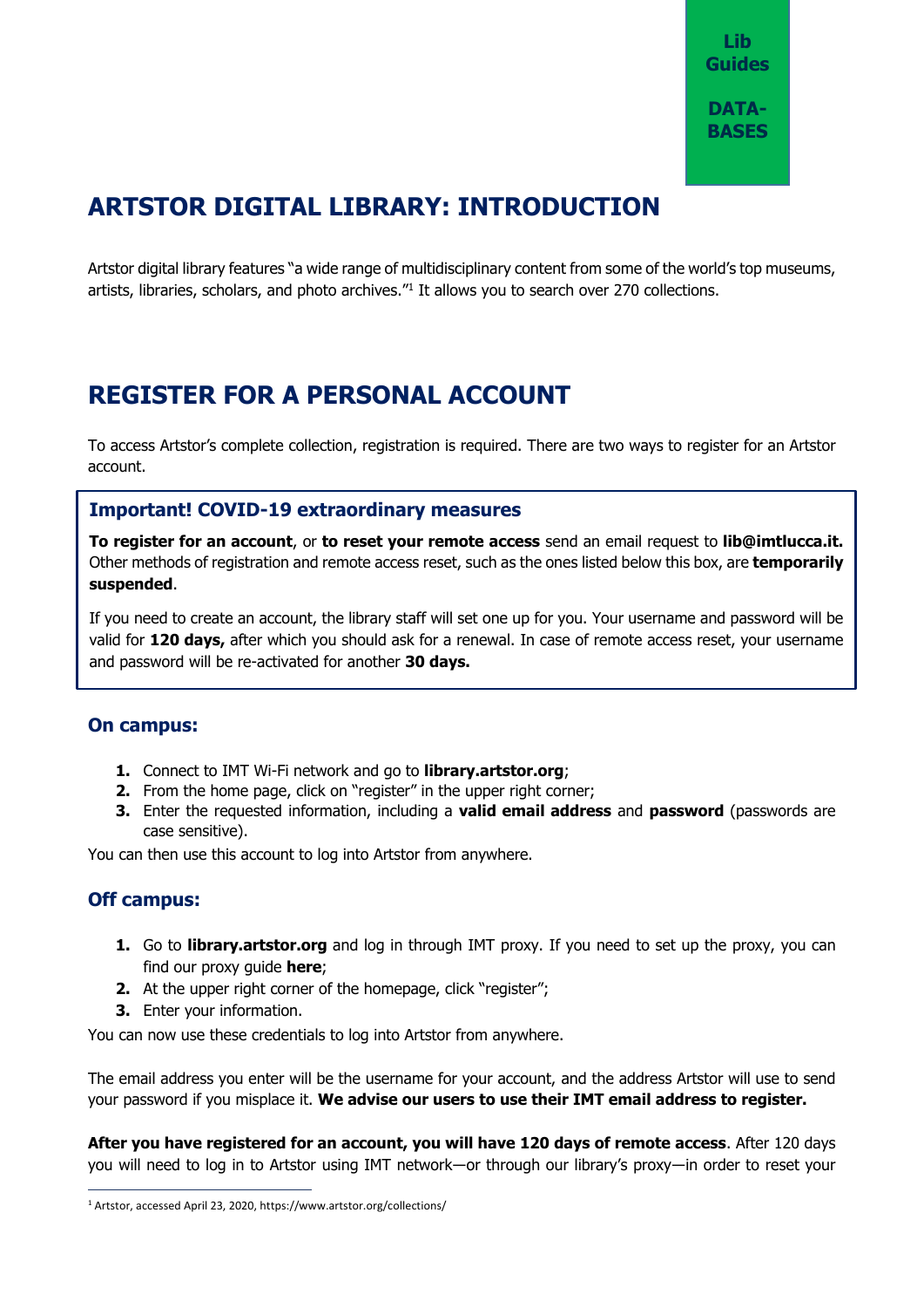Lib Guides

DATA-BASES

# ARTSTOR DIGITAL LIBRARY: INTRODUCTION

Artstor digital library features "a wide range of multidisciplinary content from some of the world's top museums, artists, libraries, scholars, and photo archives."[1] It allows you to search over 270 collections.

# REGISTER FOR A PERSONAL ACCOUNT

To access Artstor's complete collection, registration is required. There are two ways to register for an Artstor account.

### Important! COVID-19 extraordinary measures

**To register for an account**, or **to reset your remote access** send an email request to **lib@imtlucca.it.** Other methods of registration and remote access reset, such as the ones listed below this box, are **temporarily suspended**.

If you need to create an account, the library staff will set one up for you. Your username and password will be valid for **120 days,** after which you should ask for a renewal. In case of remote access reset, your username and password will be re-activated for another **30 days.**

### On campus:

1. Connect to IMT Wi-Fi network and go to **library.artstor.org**;
2. From the home page, click on "register" in the upper right corner;
3. Enter the requested information, including a **valid email address** and **password** (passwords are case sensitive).

You can then use this account to log into Artstor from anywhere.

### Off campus:

1. Go to **library.artstor.org** and log in through IMT proxy. If you need to set up the proxy, you can find our proxy guide **here**;
2. At the upper right corner of the homepage, click "register";
3. Enter your information.

You can now use these credentials to log into Artstor from anywhere.

The email address you enter will be the username for your account, and the address Artstor will use to send your password if you misplace it. **We advise our users to use their IMT email address to register.**

**After you have registered for an account, you will have 120 days of remote access**. After 120 days you will need to log in to Artstor using IMT network—or through our library's proxy—in order to reset your

[1] Artstor, accessed April 23, 2020, https://www.artstor.org/collections/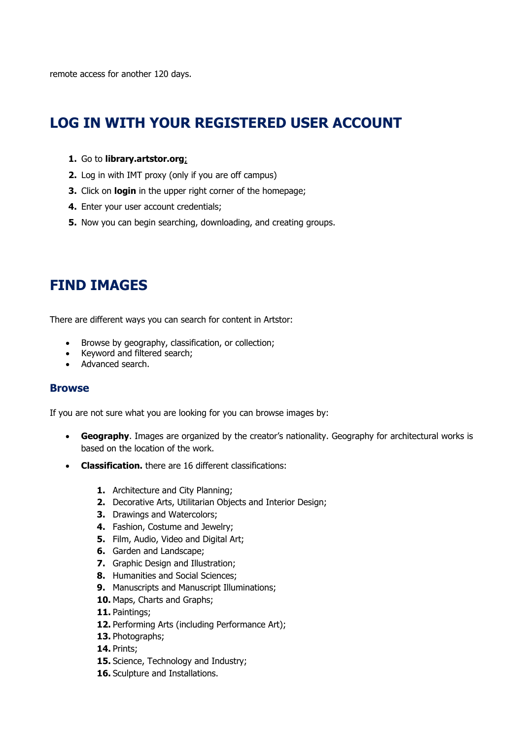remote access for another 120 days.

## LOG IN WITH YOUR REGISTERED USER ACCOUNT

1. Go to **library.artstor.org**;
2. Log in with IMT proxy (only if you are off campus)
3. Click on **login** in the upper right corner of the homepage;
4. Enter your user account credentials;
5. Now you can begin searching, downloading, and creating groups.

## FIND IMAGES

There are different ways you can search for content in Artstor:

- Browse by geography, classification, or collection;
- Keyword and filtered search;
- Advanced search.

### Browse

If you are not sure what you are looking for you can browse images by:

- **Geography**. Images are organized by the creator's nationality. Geography for architectural works is based on the location of the work.
- **Classification.** there are 16 different classifications:

    1. Architecture and City Planning;
    2. Decorative Arts, Utilitarian Objects and Interior Design;
    3. Drawings and Watercolors;
    4. Fashion, Costume and Jewelry;
    5. Film, Audio, Video and Digital Art;
    6. Garden and Landscape;
    7. Graphic Design and Illustration;
    8. Humanities and Social Sciences;
    9. Manuscripts and Manuscript Illuminations;
    10. Maps, Charts and Graphs;
    11. Paintings;
    12. Performing Arts (including Performance Art);
    13. Photographs;
    14. Prints;
    15. Science, Technology and Industry;
    16. Sculpture and Installations.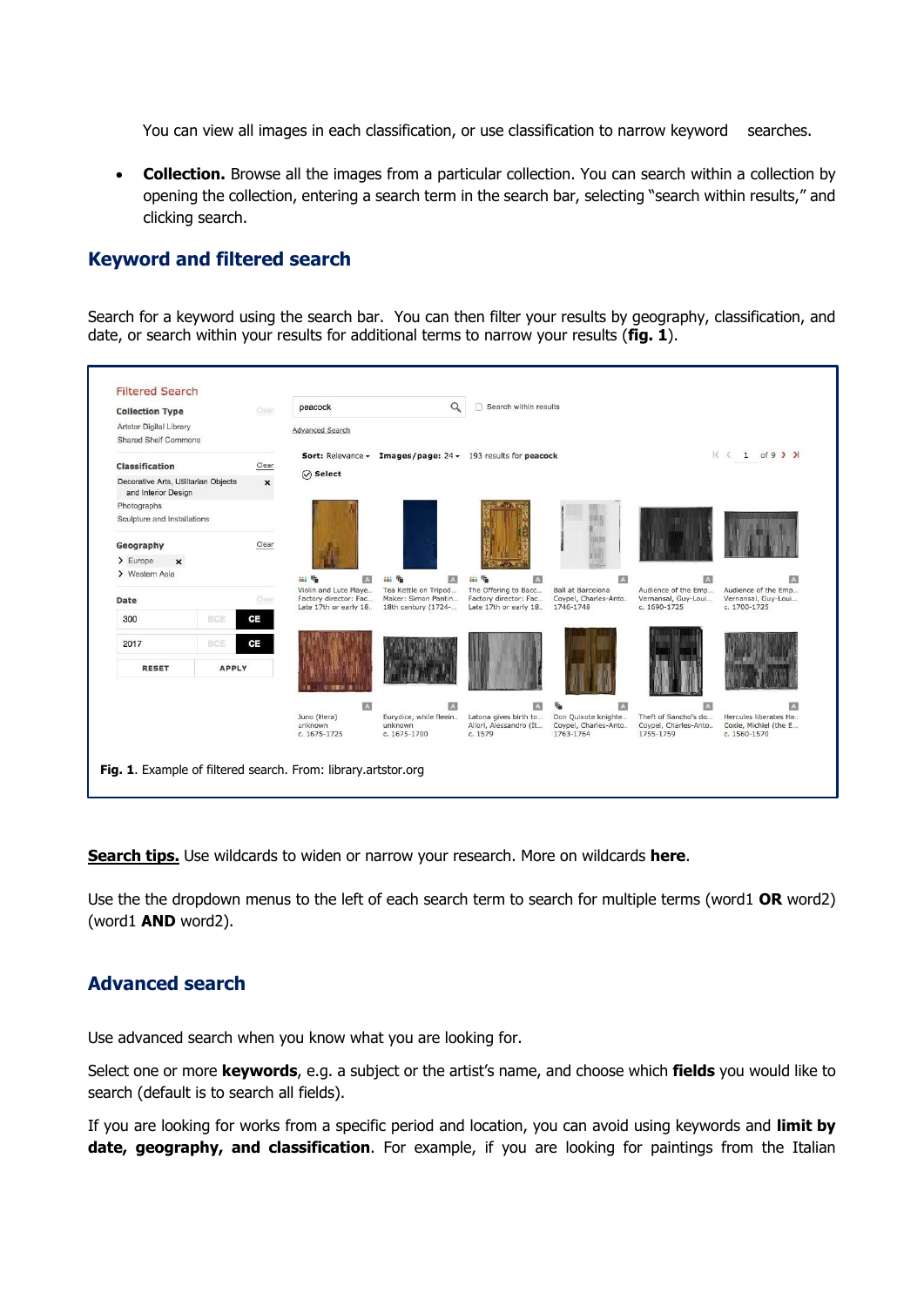You can view all images in each classification, or use classification to narrow keyword searches.

- **Collection.** Browse all the images from a particular collection. You can search within a collection by opening the collection, entering a search term in the search bar, selecting "search within results," and clicking search.

## Keyword and filtered search

Search for a keyword using the search bar. You can then filter your results by geography, classification, and date, or search within your results for additional terms to narrow your results (**fig. 1**).

**Fig. 1**. Example of filtered search. From: library.artstor.org

**Search tips.** Use wildcards to widen or narrow your research. More on wildcards **here**.

Use the the dropdown menus to the left of each search term to search for multiple terms (word1 **OR** word2) (word1 **AND** word2).

## Advanced search

Use advanced search when you know what you are looking for.

Select one or more **keywords**, e.g. a subject or the artist's name, and choose which **fields** you would like to search (default is to search all fields).

If you are looking for works from a specific period and location, you can avoid using keywords and **limit by date, geography, and classification**. For example, if you are looking for paintings from the Italian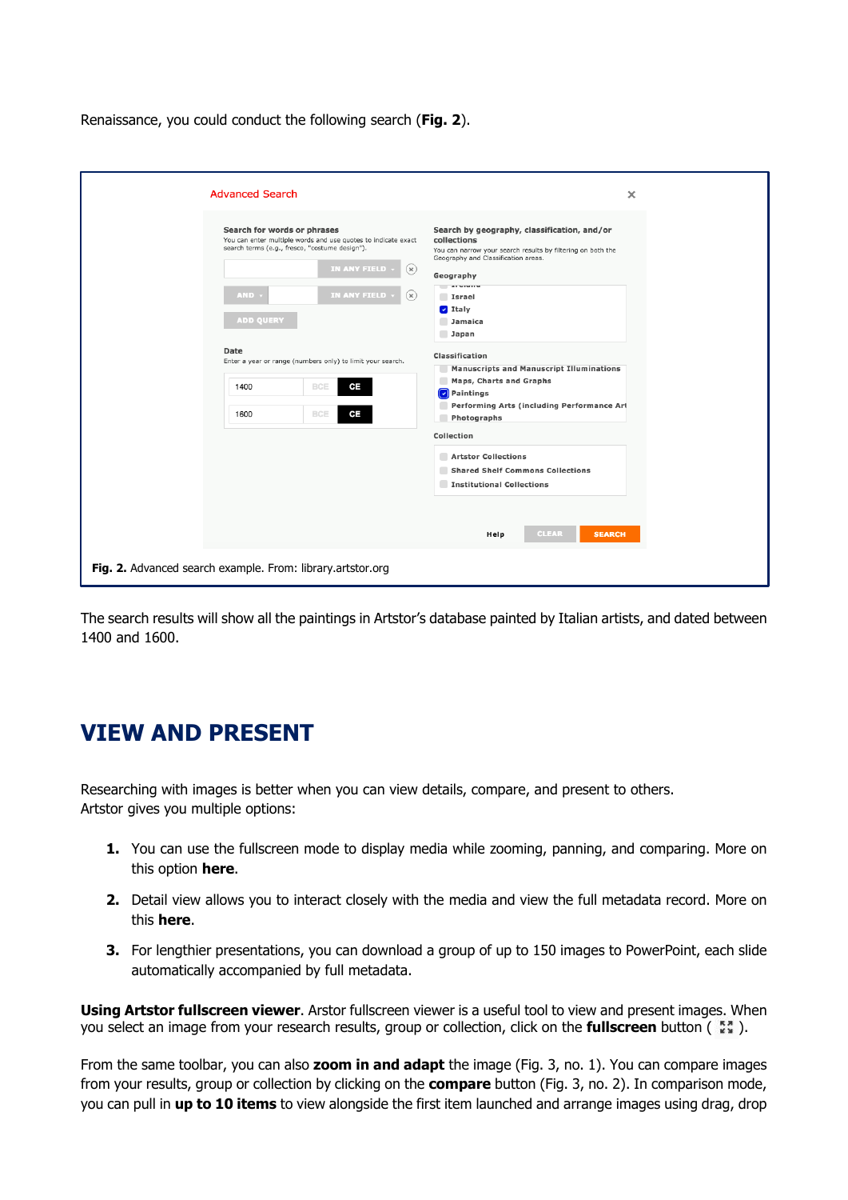Renaissance, you could conduct the following search (**Fig. 2**).

**Fig. 2.** Advanced search example. From: library.artstor.org

The search results will show all the paintings in Artstor's database painted by Italian artists, and dated between 1400 and 1600.

# VIEW AND PRESENT

Researching with images is better when you can view details, compare, and present to others. Artstor gives you multiple options:

1. You can use the fullscreen mode to display media while zooming, panning, and comparing. More on this option **here**.
2. Detail view allows you to interact closely with the media and view the full metadata record. More on this **here**.
3. For lengthier presentations, you can download a group of up to 150 images to PowerPoint, each slide automatically accompanied by full metadata.

**Using Artstor fullscreen viewer**. Arstor fullscreen viewer is a useful tool to view and present images. When you select an image from your research results, group or collection, click on the **fullscreen** button ( ).

From the same toolbar, you can also **zoom in and adapt** the image (Fig. 3, no. 1). You can compare images from your results, group or collection by clicking on the **compare** button (Fig. 3, no. 2). In comparison mode, you can pull in **up to 10 items** to view alongside the first item launched and arrange images using drag, drop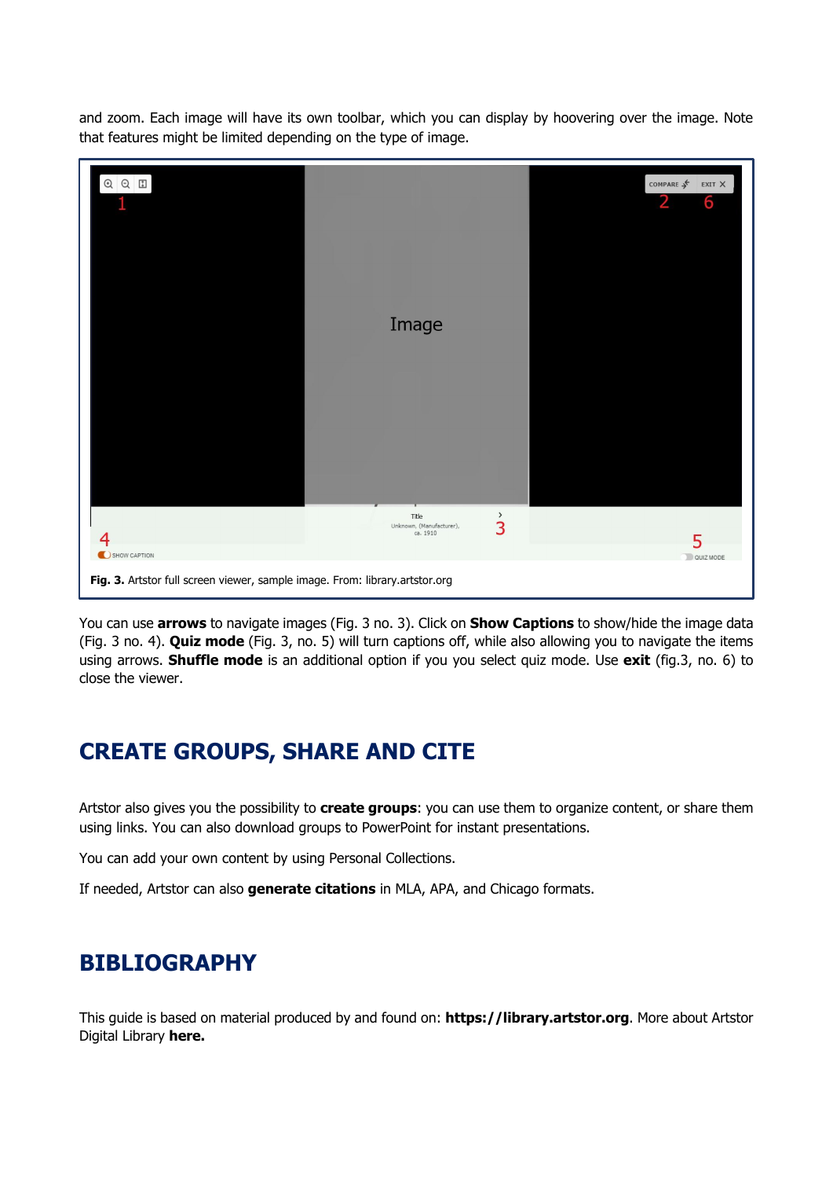and zoom. Each image will have its own toolbar, which you can display by hoovering over the image. Note that features might be limited depending on the type of image.

**Fig. 3.** Artstor full screen viewer, sample image. From: library.artstor.org

You can use **arrows** to navigate images (Fig. 3 no. 3). Click on **Show Captions** to show/hide the image data (Fig. 3 no. 4). **Quiz mode** (Fig. 3, no. 5) will turn captions off, while also allowing you to navigate the items using arrows. **Shuffle mode** is an additional option if you you select quiz mode. Use **exit** (fig.3, no. 6) to close the viewer.

## CREATE GROUPS, SHARE AND CITE

Artstor also gives you the possibility to **create groups**: you can use them to organize content, or share them using links. You can also download groups to PowerPoint for instant presentations.

You can add your own content by using Personal Collections.

If needed, Artstor can also **generate citations** in MLA, APA, and Chicago formats.

## BIBLIOGRAPHY

This guide is based on material produced by and found on: **https://library.artstor.org**. More about Artstor Digital Library **here.**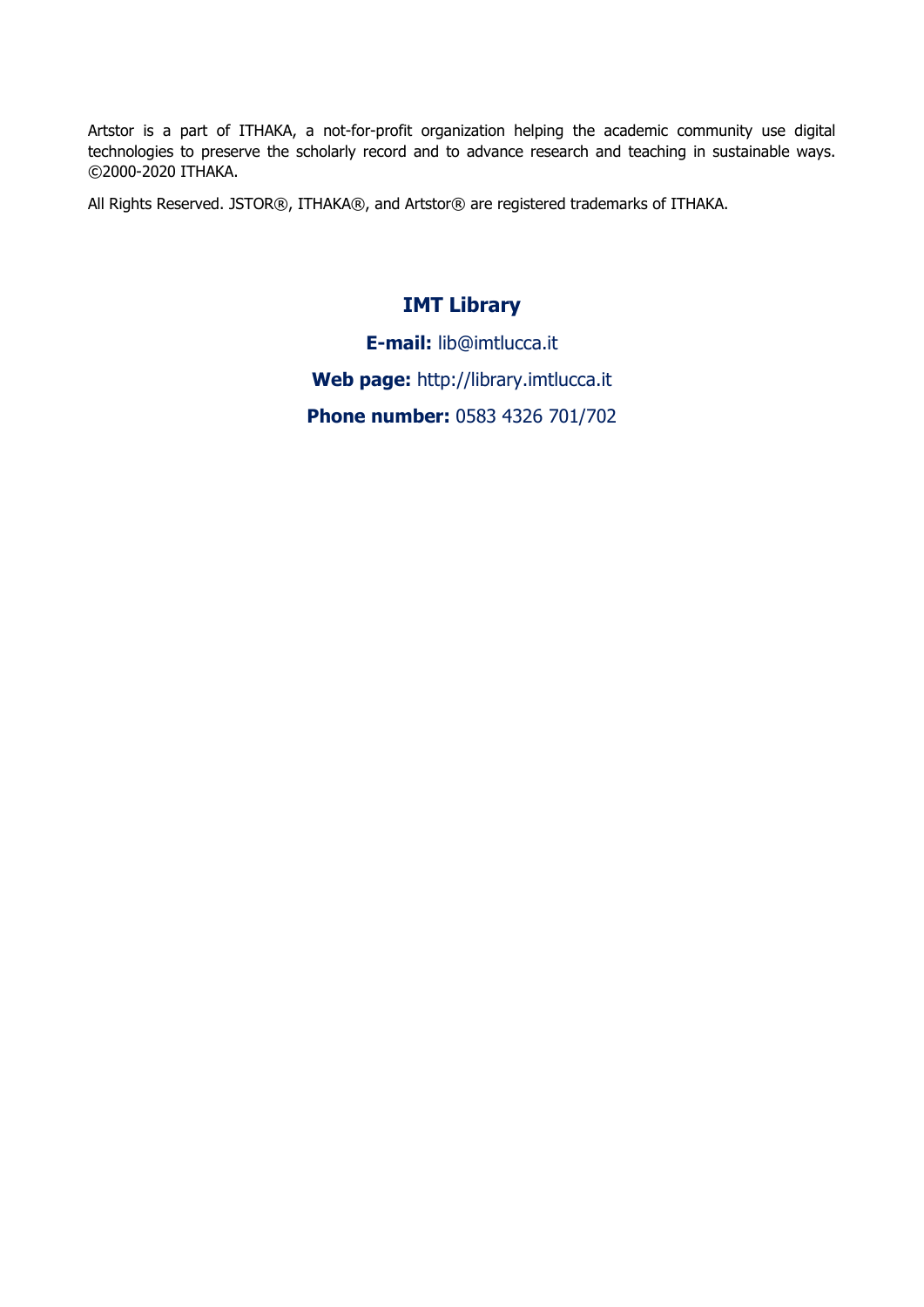Artstor is a part of ITHAKA, a not-for-profit organization helping the academic community use digital technologies to preserve the scholarly record and to advance research and teaching in sustainable ways. ©2000-2020 ITHAKA.

All Rights Reserved. JSTOR®, ITHAKA®, and Artstor® are registered trademarks of ITHAKA.

## IMT Library

**E-mail:** lib@imtlucca.it

**Web page:** http://library.imtlucca.it

**Phone number:** 0583 4326 701/702